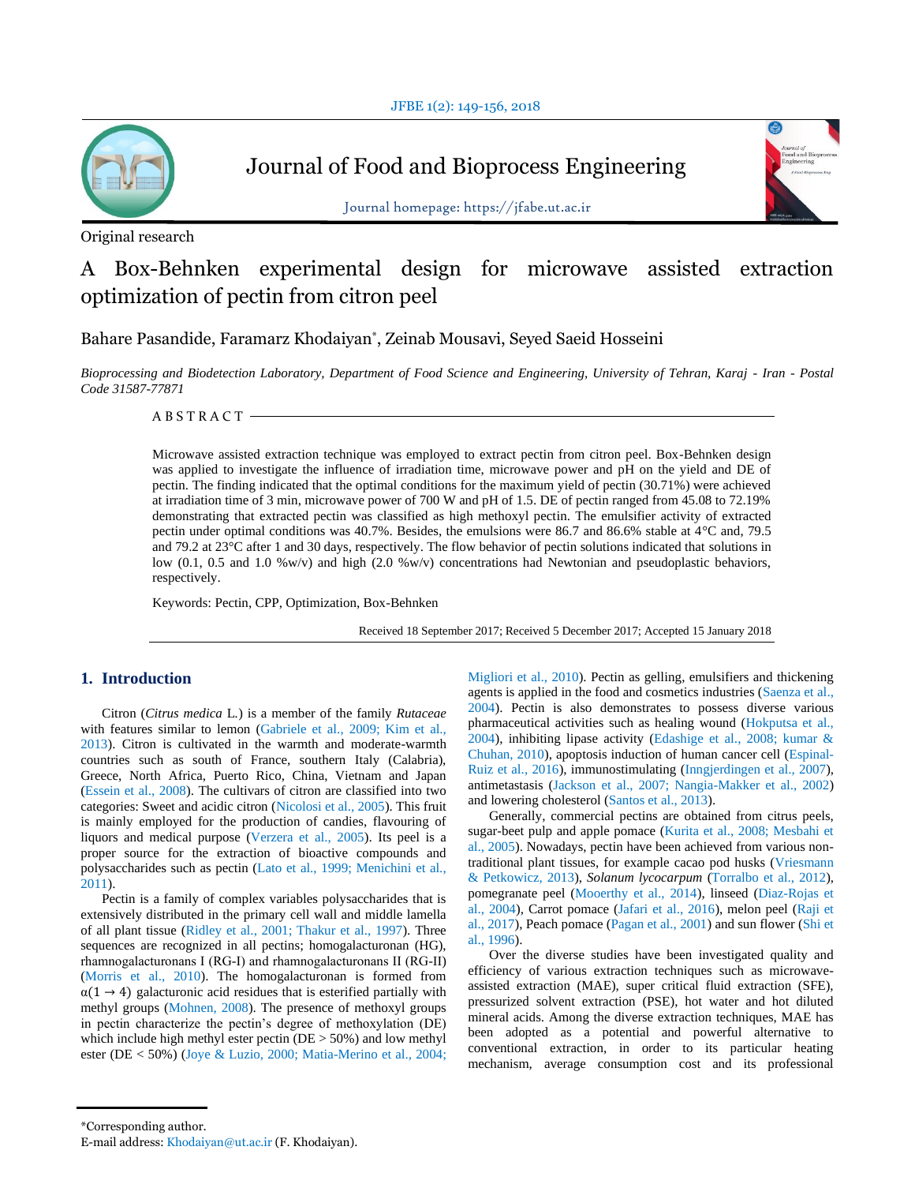Journal of Food and Bioprocess Engineering

Journal homepage: https://jfabe.ut.ac.ir

Original research

# A Box-Behnken experimental design for microwave assisted extraction optimization of pectin from citron peel

Bahare Pasandide, Faramarz Khodaiyan*, Zeinab Mousavi, Seyed Saeid Hosseini

*Bioprocessing and Biodetection Laboratory, Department of Food Science and Engineering, University of Tehran, Karaj - Iran - Postal Code 31587-77871*

## ABSTRACT

Microwave assisted extraction technique was employed to extract pectin from citron peel. Box-Behnken design was applied to investigate the influence of irradiation time, microwave power and pH on the yield and DE of pectin. The finding indicated that the optimal conditions for the maximum yield of pectin (30.71%) were achieved at irradiation time of 3 min, microwave power of 700 W and pH of 1.5. DE of pectin ranged from 45.08 to 72.19% demonstrating that extracted pectin was classified as high methoxyl pectin. The emulsifier activity of extracted pectin under optimal conditions was 40.7%. Besides, the emulsions were 86.7 and 86.6% stable at 4°C and, 79.5 and 79.2 at 23°C after 1 and 30 days, respectively. The flow behavior of pectin solutions indicated that solutions in low (0.1, 0.5 and 1.0 %w/v) and high (2.0 %w/v) concentrations had Newtonian and pseudoplastic behaviors, respectively.

Keywords: Pectin, CPP, Optimization, Box-Behnken

Received 18 September 2017; Received 5 December 2017; Accepted 15 January 2018

## 1. Introduction

Citron (*Citrus medica* L.) is a member of the family *Rutaceae* with features similar to lemon (Gabriele et al., 2009; Kim et al., 2013). Citron is cultivated in the warmth and moderate-warmth countries such as south of France, southern Italy (Calabria), Greece, North Africa, Puerto Rico, China, Vietnam and Japan (Essein et al., 2008). The cultivars of citron are classified into two categories: Sweet and acidic citron (Nicolosi et al., 2005). This fruit is mainly employed for the production of candies, flavouring of liquors and medical purpose (Verzera et al., 2005). Its peel is a proper source for the extraction of bioactive compounds and polysaccharides such as pectin (Lato et al., 1999; Menichini et al., 2011).

Pectin is a family of complex variables polysaccharides that is extensively distributed in the primary cell wall and middle lamella of all plant tissue (Ridley et al., 2001; Thakur et al., 1997). Three sequences are recognized in all pectins; homogalacturonan (HG), rhamnogalacturonans I (RG-I) and rhamnogalacturonans II (RG-II) (Morris et al., 2010). The homogalacturonan is formed from $\alpha(1 \rightarrow 4)$ galacturonic acid residues that is esterified partially with methyl groups (Mohnen, 2008). The presence of methoxyl groups in pectin characterize the pectin's degree of methoxylation (DE) which include high methyl ester pectin (DE > 50%) and low methyl ester (DE < 50%) (Joye & Luzio, 2000; Matia-Merino et al., 2004; Migliori et al., 2010). Pectin as gelling, emulsifiers and thickening agents is applied in the food and cosmetics industries (Saenza et al., 2004). Pectin is also demonstrates to possess diverse various pharmaceutical activities such as healing wound (Hokputsa et al., 2004), inhibiting lipase activity (Edashige et al., 2008; kumar & Chuhan, 2010), apoptosis induction of human cancer cell (Espinal-Ruiz et al., 2016), immunostimulating (Inngjerdingen et al., 2007), antimetastasis (Jackson et al., 2007; Nangia-Makker et al., 2002) and lowering cholesterol (Santos et al., 2013).

Generally, commercial pectins are obtained from citrus peels, sugar-beet pulp and apple pomace (Kurita et al., 2008; Mesbahi et al., 2005). Nowadays, pectin have been achieved from various non-traditional plant tissues, for example cacao pod husks (Vriesmann & Petkowicz, 2013), *Solanum lycocarpum* (Torralbo et al., 2012), pomegranate peel (Mooerthy et al., 2014), linseed (Diaz-Rojas et al., 2004), Carrot pomace (Jafari et al., 2016), melon peel (Raji et al., 2017), Peach pomace (Pagan et al., 2001) and sun flower (Shi et al., 1996).

Over the diverse studies have been investigated quality and efficiency of various extraction techniques such as microwave-assisted extraction (MAE), super critical fluid extraction (SFE), pressurized solvent extraction (PSE), hot water and hot diluted mineral acids. Among the diverse extraction techniques, MAE has been adopted as a potential and powerful alternative to conventional extraction, in order to its particular heating mechanism, average consumption cost and its professional

*Corresponding author.
E-mail address: Khodaiyan@ut.ac.ir (F. Khodaiyan).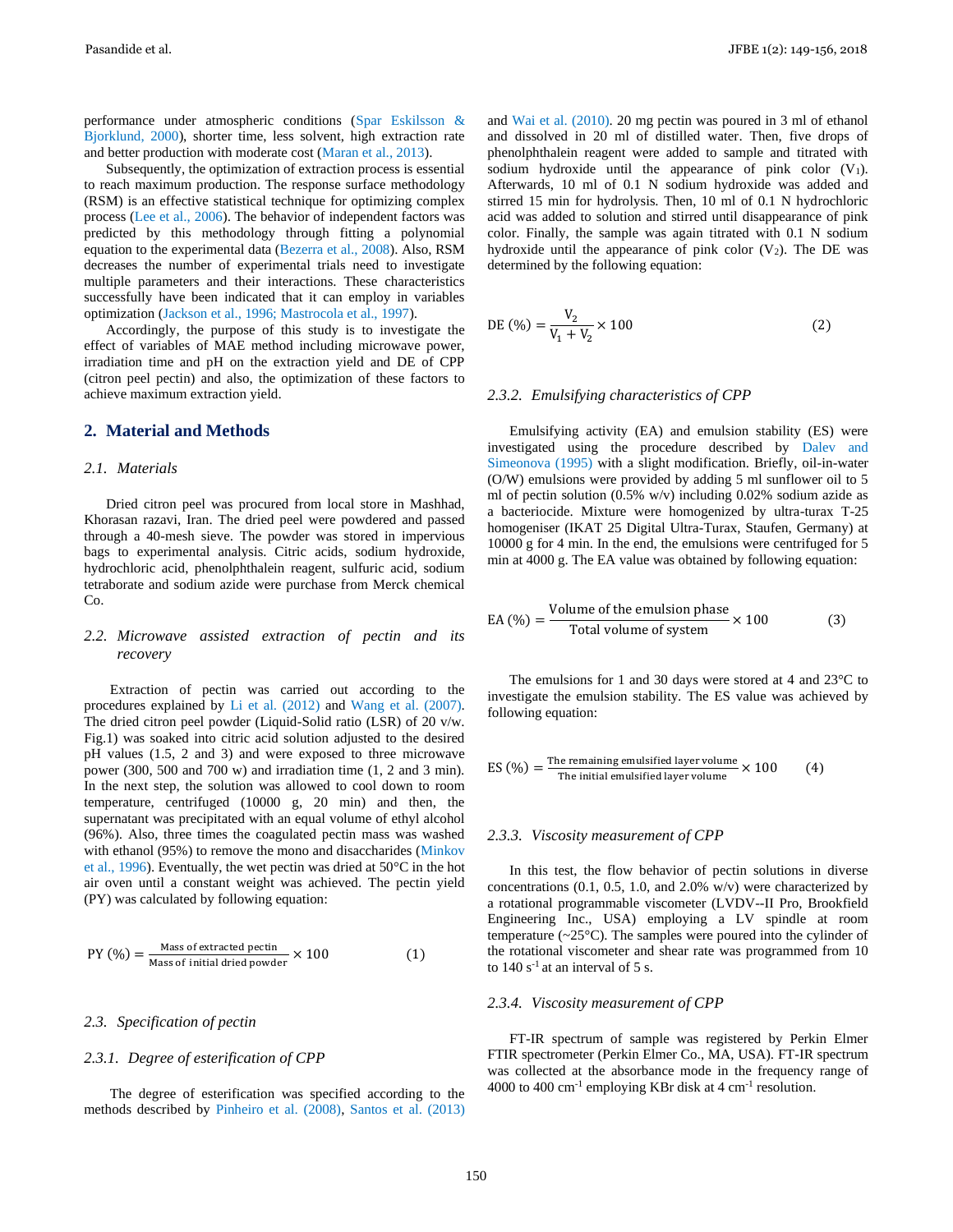performance under atmospheric conditions (Spar Eskilsson & Bjorklund, 2000), shorter time, less solvent, high extraction rate and better production with moderate cost (Maran et al., 2013).

Subsequently, the optimization of extraction process is essential to reach maximum production. The response surface methodology (RSM) is an effective statistical technique for optimizing complex process (Lee et al., 2006). The behavior of independent factors was predicted by this methodology through fitting a polynomial equation to the experimental data (Bezerra et al., 2008). Also, RSM decreases the number of experimental trials need to investigate multiple parameters and their interactions. These characteristics successfully have been indicated that it can employ in variables optimization (Jackson et al., 1996; Mastrocola et al., 1997).

Accordingly, the purpose of this study is to investigate the effect of variables of MAE method including microwave power, irradiation time and pH on the extraction yield and DE of CPP (citron peel pectin) and also, the optimization of these factors to achieve maximum extraction yield.

## 2. Material and Methods

### 2.1. Materials

Dried citron peel was procured from local store in Mashhad, Khorasan razavi, Iran. The dried peel were powdered and passed through a 40-mesh sieve. The powder was stored in impervious bags to experimental analysis. Citric acids, sodium hydroxide, hydrochloric acid, phenolphthalein reagent, sulfuric acid, sodium tetraborate and sodium azide were purchase from Merck chemical Co.

### 2.2. Microwave assisted extraction of pectin and its recovery

Extraction of pectin was carried out according to the procedures explained by Li et al. (2012) and Wang et al. (2007). The dried citron peel powder (Liquid-Solid ratio (LSR) of 20 v/w. Fig.1) was soaked into citric acid solution adjusted to the desired pH values (1.5, 2 and 3) and were exposed to three microwave power (300, 500 and 700 w) and irradiation time (1, 2 and 3 min). In the next step, the solution was allowed to cool down to room temperature, centrifuged (10000 g, 20 min) and then, the supernatant was precipitated with an equal volume of ethyl alcohol (96%). Also, three times the coagulated pectin mass was washed with ethanol (95%) to remove the mono and disaccharides (Minkov et al., 1996). Eventually, the wet pectin was dried at 50°C in the hot air oven until a constant weight was achieved. The pectin yield (PY) was calculated by following equation:

$$\text{PY}\ (\%) = \frac{\text{Mass of extracted pectin}}{\text{Mass of initial dried powder}} \times 100 \qquad (1)$$

### 2.3. Specification of pectin

#### 2.3.1. Degree of esterification of CPP

The degree of esterification was specified according to the methods described by Pinheiro et al. (2008), Santos et al. (2013) and Wai et al. (2010). 20 mg pectin was poured in 3 ml of ethanol and dissolved in 20 ml of distilled water. Then, five drops of phenolphthalein reagent were added to sample and titrated with sodium hydroxide until the appearance of pink color ($V_1$). Afterwards, 10 ml of 0.1 N sodium hydroxide was added and stirred 15 min for hydrolysis. Then, 10 ml of 0.1 N hydrochloric acid was added to solution and stirred until disappearance of pink color. Finally, the sample was again titrated with 0.1 N sodium hydroxide until the appearance of pink color ($V_2$). The DE was determined by the following equation:

$$\text{DE}\ (\%) = \frac{V_2}{V_1 + V_2} \times 100 \qquad (2)$$

#### 2.3.2. Emulsifying characteristics of CPP

Emulsifying activity (EA) and emulsion stability (ES) were investigated using the procedure described by Dalev and Simeonova (1995) with a slight modification. Briefly, oil-in-water (O/W) emulsions were provided by adding 5 ml sunflower oil to 5 ml of pectin solution (0.5% w/v) including 0.02% sodium azide as a bacteriocide. Mixture were homogenized by ultra-turax T-25 homogeniser (IKAT 25 Digital Ultra-Turax, Staufen, Germany) at 10000 g for 4 min. In the end, the emulsions were centrifuged for 5 min at 4000 g. The EA value was obtained by following equation:

$$\text{EA}\ (\%) = \frac{\text{Volume of the emulsion phase}}{\text{Total volume of system}} \times 100 \qquad (3)$$

The emulsions for 1 and 30 days were stored at 4 and 23°C to investigate the emulsion stability. The ES value was achieved by following equation:

$$\text{ES}\ (\%) = \frac{\text{The remaining emulsified layer volume}}{\text{The initial emulsified layer volume}} \times 100 \qquad (4)$$

#### 2.3.3. Viscosity measurement of CPP

In this test, the flow behavior of pectin solutions in diverse concentrations (0.1, 0.5, 1.0, and 2.0% w/v) were characterized by a rotational programmable viscometer (LVDV--II Pro, Brookfield Engineering Inc., USA) employing a LV spindle at room temperature (~25°C). The samples were poured into the cylinder of the rotational viscometer and shear rate was programmed from 10 to 140 $s^{-1}$ at an interval of 5 s.

#### 2.3.4. Viscosity measurement of CPP

FT-IR spectrum of sample was registered by Perkin Elmer FTIR spectrometer (Perkin Elmer Co., MA, USA). FT-IR spectrum was collected at the absorbance mode in the frequency range of 4000 to 400 $cm^{-1}$ employing KBr disk at 4 $cm^{-1}$ resolution.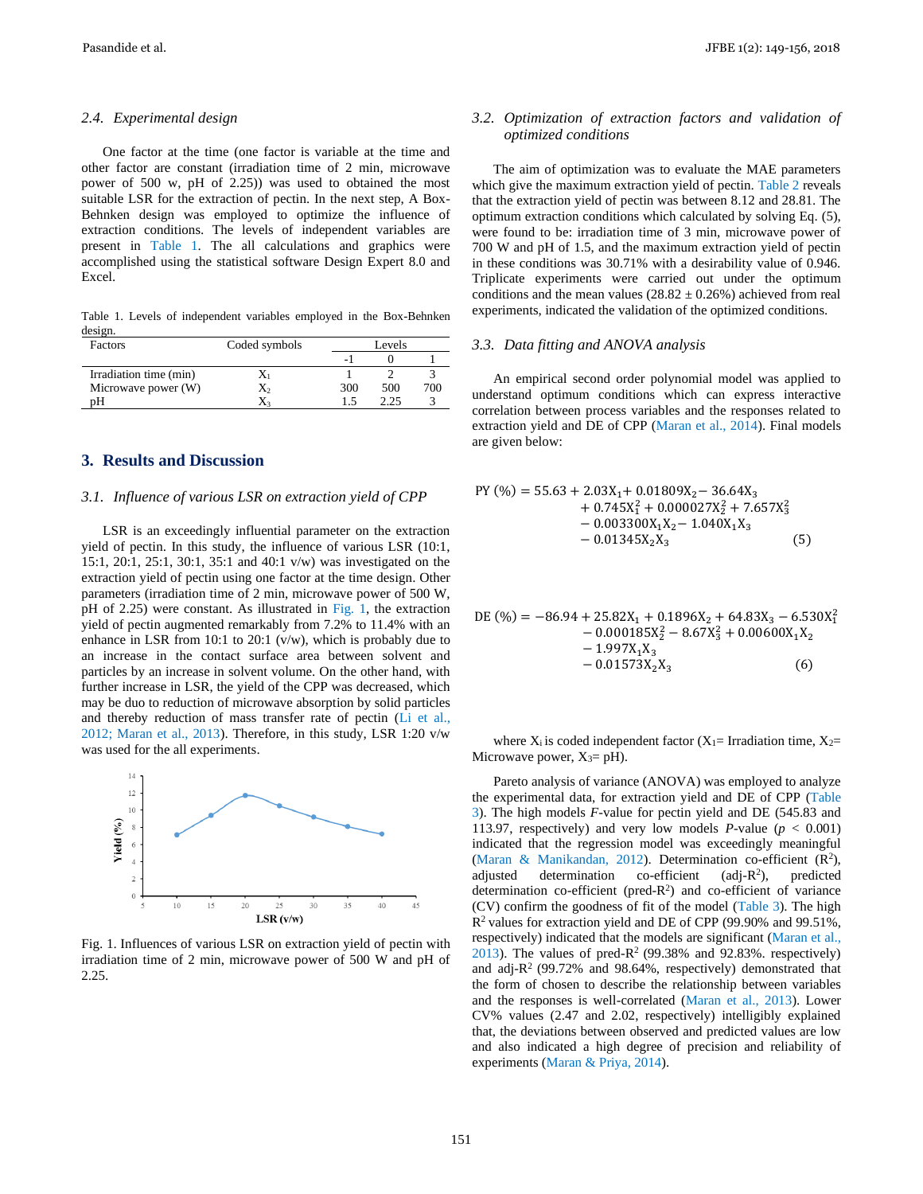### 2.4. Experimental design

One factor at the time (one factor is variable at the time and other factor are constant (irradiation time of 2 min, microwave power of 500 w, pH of 2.25)) was used to obtained the most suitable LSR for the extraction of pectin. In the next step, A Box-Behnken design was employed to optimize the influence of extraction conditions. The levels of independent variables are present in Table 1. The all calculations and graphics were accomplished using the statistical software Design Expert 8.0 and Excel.

Table 1. Levels of independent variables employed in the Box-Behnken design.

| Factors | Coded symbols | Levels | | |
|---|---|---|---|---|
| | | -1 | 0 | 1 |
| Irradiation time (min) | $X_1$ | 1 | 2 | 3 |
| Microwave power (W) | $X_2$ | 300 | 500 | 700 |
| pH | $X_3$ | 1.5 | 2.25 | 3 |

## 3. Results and Discussion

### 3.1. Influence of various LSR on extraction yield of CPP

LSR is an exceedingly influential parameter on the extraction yield of pectin. In this study, the influence of various LSR (10:1, 15:1, 20:1, 25:1, 30:1, 35:1 and 40:1 v/w) was investigated on the extraction yield of pectin using one factor at the time design. Other parameters (irradiation time of 2 min, microwave power of 500 W, pH of 2.25) were constant. As illustrated in Fig. 1, the extraction yield of pectin augmented remarkably from 7.2% to 11.4% with an enhance in LSR from 10:1 to 20:1 (v/w), which is probably due to an increase in the contact surface area between solvent and particles by an increase in solvent volume. On the other hand, with further increase in LSR, the yield of the CPP was decreased, which may be duo to reduction of microwave absorption by solid particles and thereby reduction of mass transfer rate of pectin (Li et al., 2012; Maran et al., 2013). Therefore, in this study, LSR 1:20 v/w was used for the all experiments.

Fig. 1. Influences of various LSR on extraction yield of pectin with irradiation time of 2 min, microwave power of 500 W and pH of 2.25.

### 3.2. Optimization of extraction factors and validation of optimized conditions

The aim of optimization was to evaluate the MAE parameters which give the maximum extraction yield of pectin. Table 2 reveals that the extraction yield of pectin was between 8.12 and 28.81. The optimum extraction conditions which calculated by solving Eq. (5), were found to be: irradiation time of 3 min, microwave power of 700 W and pH of 1.5, and the maximum extraction yield of pectin in these conditions was 30.71% with a desirability value of 0.946. Triplicate experiments were carried out under the optimum conditions and the mean values (28.82 ± 0.26%) achieved from real experiments, indicated the validation of the optimized conditions.

### 3.3. Data fitting and ANOVA analysis

An empirical second order polynomial model was applied to understand optimum conditions which can express interactive correlation between process variables and the responses related to extraction yield and DE of CPP (Maran et al., 2014). Final models are given below:

$$\begin{aligned} \text{PY (\%)} = {} & 55.63 + 2.03X_1 + 0.01809X_2 - 36.64X_3 \\ & + 0.745X_1^2 + 0.000027X_2^2 + 7.657X_3^2 \\ & - 0.003300X_1X_2 - 1.040X_1X_3 \\ & - 0.01345X_2X_3 \end{aligned} \qquad (5)$$

$$\begin{aligned} \text{DE (\%)} = {} & -86.94 + 25.82X_1 + 0.1896X_2 + 64.83X_3 - 6.530X_1^2 \\ & - 0.000185X_2^2 - 8.67X_3^2 + 0.00600X_1X_2 \\ & - 1.997X_1X_3 \\ & - 0.01573X_2X_3 \end{aligned} \qquad (6)$$

where $X_i$ is coded independent factor ($X_1$= Irradiation time, $X_2$= Microwave power, $X_3$= pH).

Pareto analysis of variance (ANOVA) was employed to analyze the experimental data, for extraction yield and DE of CPP (Table 3). The high models *F*-value for pectin yield and DE (545.83 and 113.97, respectively) and very low models *P*-value ($p < 0.001$) indicated that the regression model was exceedingly meaningful (Maran & Manikandan, 2012). Determination co-efficient ($R^2$), adjusted determination co-efficient (adj-$R^2$), predicted determination co-efficient (pred-$R^2$) and co-efficient of variance (CV) confirm the goodness of fit of the model (Table 3). The high $R^2$ values for extraction yield and DE of CPP (99.90% and 99.51%, respectively) indicated that the models are significant (Maran et al., 2013). The values of pred-$R^2$ (99.38% and 92.83%. respectively) and adj-$R^2$ (99.72% and 98.64%, respectively) demonstrated that the form of chosen to describe the relationship between variables and the responses is well-correlated (Maran et al., 2013). Lower CV% values (2.47 and 2.02, respectively) intelligibly explained that, the deviations between observed and predicted values are low and also indicated a high degree of precision and reliability of experiments (Maran & Priya, 2014).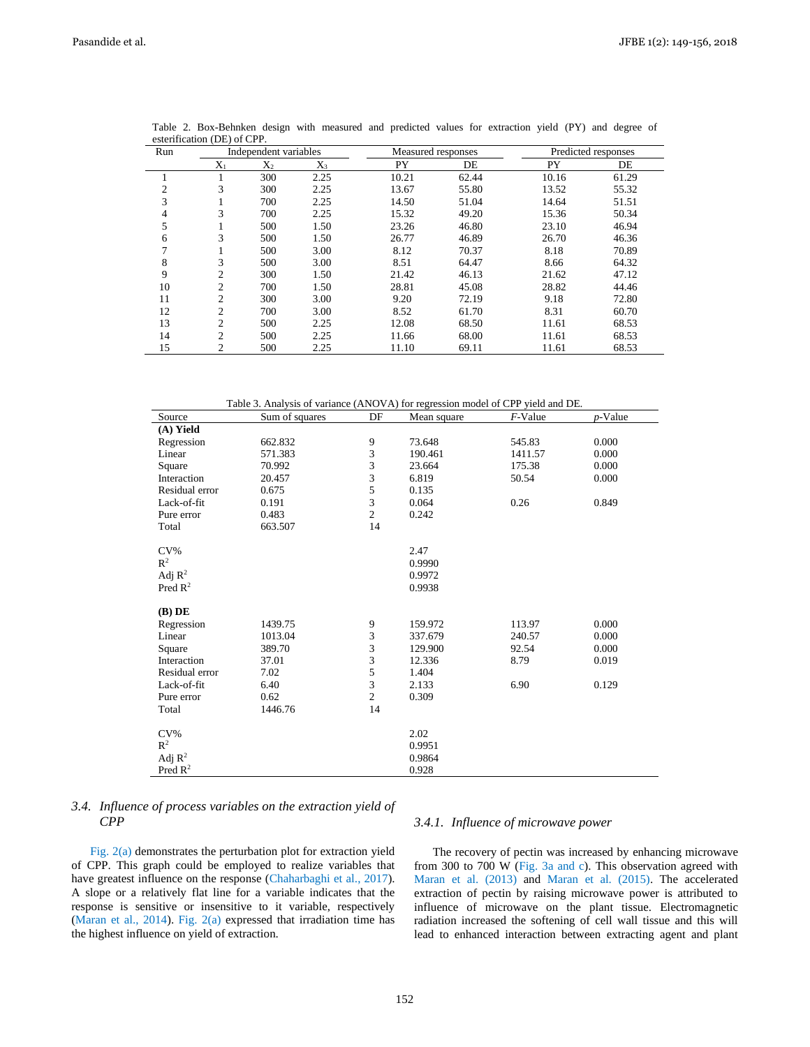Table 2. Box-Behnken design with measured and predicted values for extraction yield (PY) and degree of esterification (DE) of CPP.

| Run | Independent variables | | | Measured responses | | Predicted responses | |
|---|---|---|---|---|---|---|---|
| | $X_1$ | $X_2$ | $X_3$ | PY | DE | PY | DE |
| 1 | 1 | 300 | 2.25 | 10.21 | 62.44 | 10.16 | 61.29 |
| 2 | 3 | 300 | 2.25 | 13.67 | 55.80 | 13.52 | 55.32 |
| 3 | 1 | 700 | 2.25 | 14.50 | 51.04 | 14.64 | 51.51 |
| 4 | 3 | 700 | 2.25 | 15.32 | 49.20 | 15.36 | 50.34 |
| 5 | 1 | 500 | 1.50 | 23.26 | 46.80 | 23.10 | 46.94 |
| 6 | 3 | 500 | 1.50 | 26.77 | 46.89 | 26.70 | 46.36 |
| 7 | 1 | 500 | 3.00 | 8.12 | 70.37 | 8.18 | 70.89 |
| 8 | 3 | 500 | 3.00 | 8.51 | 64.47 | 8.66 | 64.32 |
| 9 | 2 | 300 | 1.50 | 21.42 | 46.13 | 21.62 | 47.12 |
| 10 | 2 | 700 | 1.50 | 28.81 | 45.08 | 28.82 | 44.46 |
| 11 | 2 | 300 | 3.00 | 9.20 | 72.19 | 9.18 | 72.80 |
| 12 | 2 | 700 | 3.00 | 8.52 | 61.70 | 8.31 | 60.70 |
| 13 | 2 | 500 | 2.25 | 12.08 | 68.50 | 11.61 | 68.53 |
| 14 | 2 | 500 | 2.25 | 11.66 | 68.00 | 11.61 | 68.53 |
| 15 | 2 | 500 | 2.25 | 11.10 | 69.11 | 11.61 | 68.53 |

Table 3. Analysis of variance (ANOVA) for regression model of CPP yield and DE.

| Source | Sum of squares | DF | Mean square | *F*-Value | *p*-Value |
|---|---|---|---|---|---|
| **(A) Yield** | | | | | |
| Regression | 662.832 | 9 | 73.648 | 545.83 | 0.000 |
| Linear | 571.383 | 3 | 190.461 | 1411.57 | 0.000 |
| Square | 70.992 | 3 | 23.664 | 175.38 | 0.000 |
| Interaction | 20.457 | 3 | 6.819 | 50.54 | 0.000 |
| Residual error | 0.675 | 5 | 0.135 | | |
| Lack-of-fit | 0.191 | 3 | 0.064 | 0.26 | 0.849 |
| Pure error | 0.483 | 2 | 0.242 | | |
| Total | 663.507 | 14 | | | |
| CV% | | | 2.47 | | |
| $R^2$ | | | 0.9990 | | |
| Adj $R^2$ | | | 0.9972 | | |
| Pred $R^2$ | | | 0.9938 | | |
| **(B) DE** | | | | | |
| Regression | 1439.75 | 9 | 159.972 | 113.97 | 0.000 |
| Linear | 1013.04 | 3 | 337.679 | 240.57 | 0.000 |
| Square | 389.70 | 3 | 129.900 | 92.54 | 0.000 |
| Interaction | 37.01 | 3 | 12.336 | 8.79 | 0.019 |
| Residual error | 7.02 | 5 | 1.404 | | |
| Lack-of-fit | 6.40 | 3 | 2.133 | 6.90 | 0.129 |
| Pure error | 0.62 | 2 | 0.309 | | |
| Total | 1446.76 | 14 | | | |
| CV% | | | 2.02 | | |
| $R^2$ | | | 0.9951 | | |
| Adj $R^2$ | | | 0.9864 | | |
| Pred $R^2$ | | | 0.928 | | |

### *3.4. Influence of process variables on the extraction yield of CPP*

Fig. 2(a) demonstrates the perturbation plot for extraction yield of CPP. This graph could be employed to realize variables that have greatest influence on the response (Chaharbaghi et al., 2017). A slope or a relatively flat line for a variable indicates that the response is sensitive or insensitive to it variable, respectively (Maran et al., 2014). Fig. 2(a) expressed that irradiation time has the highest influence on yield of extraction.

#### *3.4.1. Influence of microwave power*

The recovery of pectin was increased by enhancing microwave from 300 to 700 W (Fig. 3a and c). This observation agreed with Maran et al. (2013) and Maran et al. (2015). The accelerated extraction of pectin by raising microwave power is attributed to influence of microwave on the plant tissue. Electromagnetic radiation increased the softening of cell wall tissue and this will lead to enhanced interaction between extracting agent and plant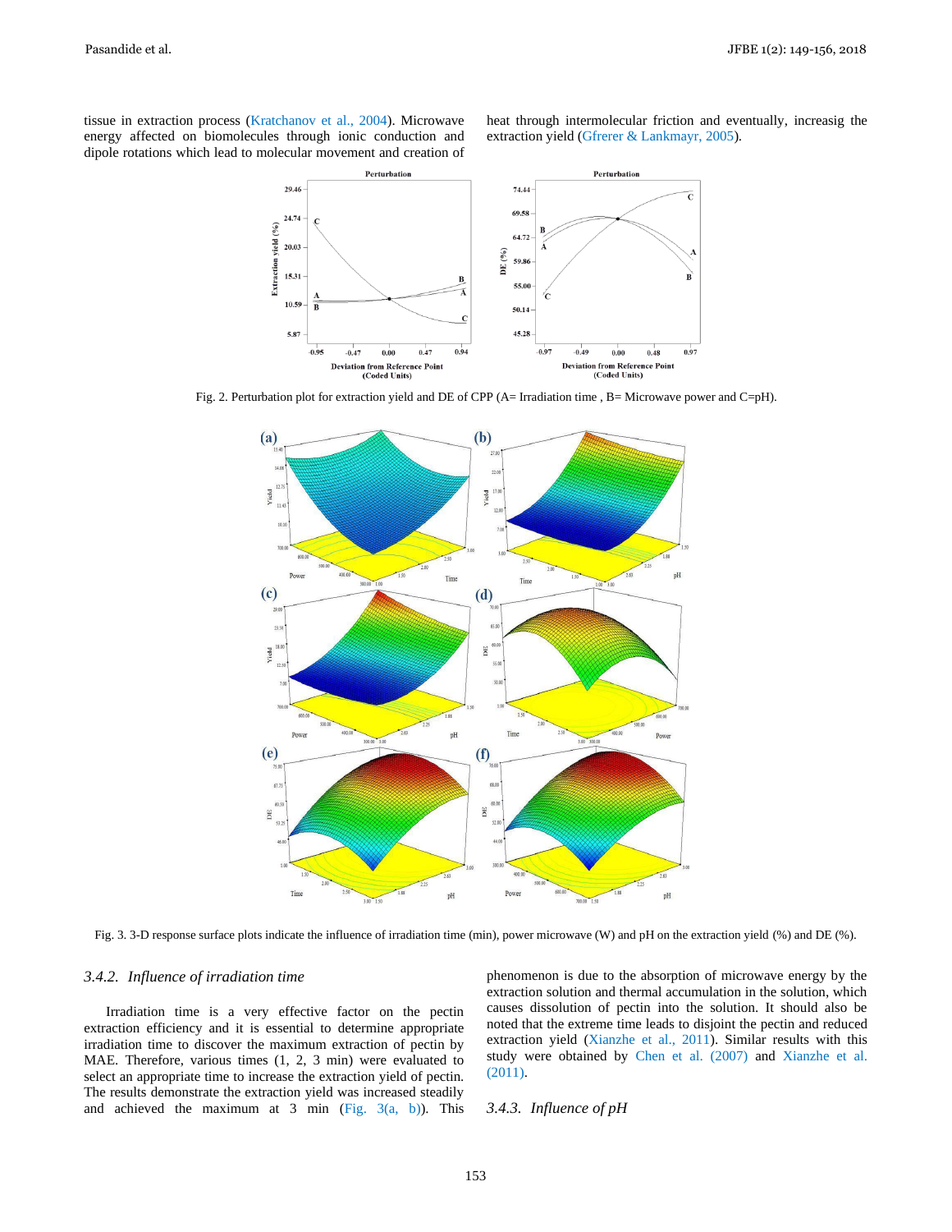tissue in extraction process (Kratchanov et al., 2004). Microwave energy affected on biomolecules through ionic conduction and dipole rotations which lead to molecular movement and creation of heat through intermolecular friction and eventually, increasig the extraction yield (Gfrerer & Lankmayr, 2005).

Fig. 2. Perturbation plot for extraction yield and DE of CPP (A= Irradiation time , B= Microwave power and C=pH).

Fig. 3. 3-D response surface plots indicate the influence of irradiation time (min), power microwave (W) and pH on the extraction yield (%) and DE (%).

### 3.4.2. *Influence of irradiation time*

Irradiation time is a very effective factor on the pectin extraction efficiency and it is essential to determine appropriate irradiation time to discover the maximum extraction of pectin by MAE. Therefore, various times (1, 2, 3 min) were evaluated to select an appropriate time to increase the extraction yield of pectin. The results demonstrate the extraction yield was increased steadily and achieved the maximum at 3 min (Fig. 3(a, b)). This phenomenon is due to the absorption of microwave energy by the extraction solution and thermal accumulation in the solution, which causes dissolution of pectin into the solution. It should also be noted that the extreme time leads to disjoint the pectin and reduced extraction yield (Xianzhe et al., 2011). Similar results with this study were obtained by Chen et al. (2007) and Xianzhe et al. (2011).

### 3.4.3. *Influence of pH*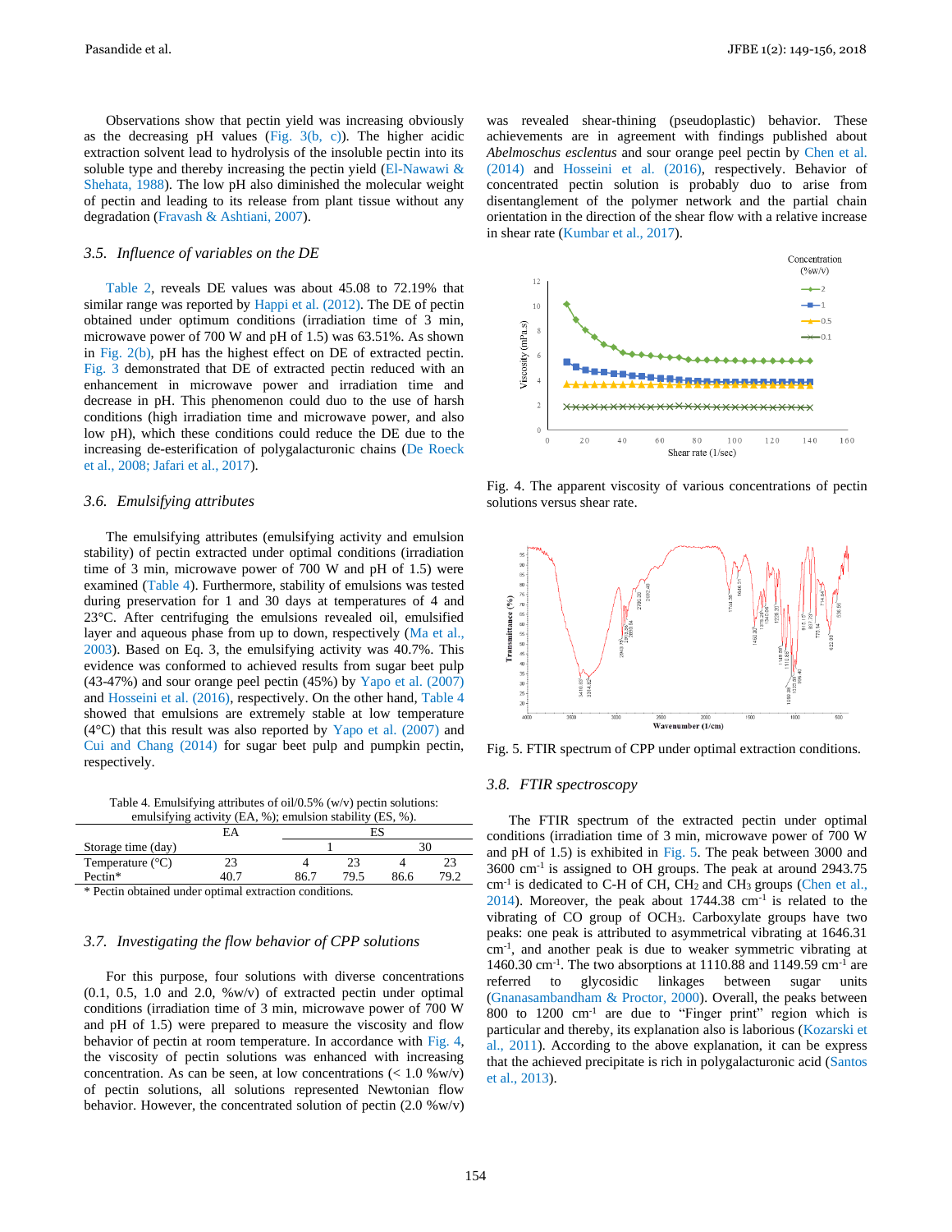Observations show that pectin yield was increasing obviously as the decreasing pH values (Fig. 3(b, c)). The higher acidic extraction solvent lead to hydrolysis of the insoluble pectin into its soluble type and thereby increasing the pectin yield (El-Nawawi & Shehata, 1988). The low pH also diminished the molecular weight of pectin and leading to its release from plant tissue without any degradation (Fravash & Ashtiani, 2007).

### 3.5. *Influence of variables on the DE*

Table 2, reveals DE values was about 45.08 to 72.19% that similar range was reported by Happi et al. (2012). The DE of pectin obtained under optimum conditions (irradiation time of 3 min, microwave power of 700 W and pH of 1.5) was 63.51%. As shown in Fig. 2(b), pH has the highest effect on DE of extracted pectin. Fig. 3 demonstrated that DE of extracted pectin reduced with an enhancement in microwave power and irradiation time and decrease in pH. This phenomenon could duo to the use of harsh conditions (high irradiation time and microwave power, and also low pH), which these conditions could reduce the DE due to the increasing de-esterification of polygalacturonic chains (De Roeck et al., 2008; Jafari et al., 2017).

### 3.6. *Emulsifying attributes*

The emulsifying attributes (emulsifying activity and emulsion stability) of pectin extracted under optimal conditions (irradiation time of 3 min, microwave power of 700 W and pH of 1.5) were examined (Table 4). Furthermore, stability of emulsions was tested during preservation for 1 and 30 days at temperatures of 4 and 23°C. After centrifuging the emulsions revealed oil, emulsified layer and aqueous phase from up to down, respectively (Ma et al., 2003). Based on Eq. 3, the emulsifying activity was 40.7%. This evidence was conformed to achieved results from sugar beet pulp (43-47%) and sour orange peel pectin (45%) by Yapo et al. (2007) and Hosseini et al. (2016), respectively. On the other hand, Table 4 showed that emulsions are extremely stable at low temperature (4°C) that this result was also reported by Yapo et al. (2007) and Cui and Chang (2014) for sugar beet pulp and pumpkin pectin, respectively.

Table 4. Emulsifying attributes of oil/0.5% (w/v) pectin solutions: emulsifying activity (EA, %); emulsion stability (ES, %).

| | EA | ES | | | |
|---|---|---|---|---|---|
| Storage time (day) | | 1 | | 30 | |
| Temperature (°C) | 23 | 4 | 23 | 4 | 23 |
| Pectin* | 40.7 | 86.7 | 79.5 | 86.6 | 79.2 |

\* Pectin obtained under optimal extraction conditions.

### 3.7. *Investigating the flow behavior of CPP solutions*

For this purpose, four solutions with diverse concentrations (0.1, 0.5, 1.0 and 2.0, %w/v) of extracted pectin under optimal conditions (irradiation time of 3 min, microwave power of 700 W and pH of 1.5) were prepared to measure the viscosity and flow behavior of pectin at room temperature. In accordance with Fig. 4, the viscosity of pectin solutions was enhanced with increasing concentration. As can be seen, at low concentrations (< 1.0 %w/v) of pectin solutions, all solutions represented Newtonian flow behavior. However, the concentrated solution of pectin (2.0 %w/v) was revealed shear-thining (pseudoplastic) behavior. These achievements are in agreement with findings published about *Abelmoschus esclentus* and sour orange peel pectin by Chen et al. (2014) and Hosseini et al. (2016), respectively. Behavior of concentrated pectin solution is probably duo to arise from disentanglement of the polymer network and the partial chain orientation in the direction of the shear flow with a relative increase in shear rate (Kumbar et al., 2017).

Fig. 4. The apparent viscosity of various concentrations of pectin solutions versus shear rate.

Fig. 5. FTIR spectrum of CPP under optimal extraction conditions.

### 3.8. *FTIR spectroscopy*

The FTIR spectrum of the extracted pectin under optimal conditions (irradiation time of 3 min, microwave power of 700 W and pH of 1.5) is exhibited in Fig. 5. The peak between 3000 and 3600 cm$^{-1}$ is assigned to OH groups. The peak at around 2943.75 cm$^{-1}$ is dedicated to C-H of CH, $CH_2$ and $CH_3$ groups (Chen et al., 2014). Moreover, the peak about 1744.38 cm$^{-1}$ is related to the vibrating of CO group of $OCH_3$. Carboxylate groups have two peaks: one peak is attributed to asymmetrical vibrating at 1646.31 cm$^{-1}$, and another peak is due to weaker symmetric vibrating at 1460.30 cm$^{-1}$. The two absorptions at 1110.88 and 1149.59 cm$^{-1}$ are referred to glycosidic linkages between sugar units (Gnanasambandham & Proctor, 2000). Overall, the peaks between 800 to 1200 cm$^{-1}$ are due to "Finger print" region which is particular and thereby, its explanation also is laborious (Kozarski et al., 2011). According to the above explanation, it can be express that the achieved precipitate is rich in polygalacturonic acid (Santos et al., 2013).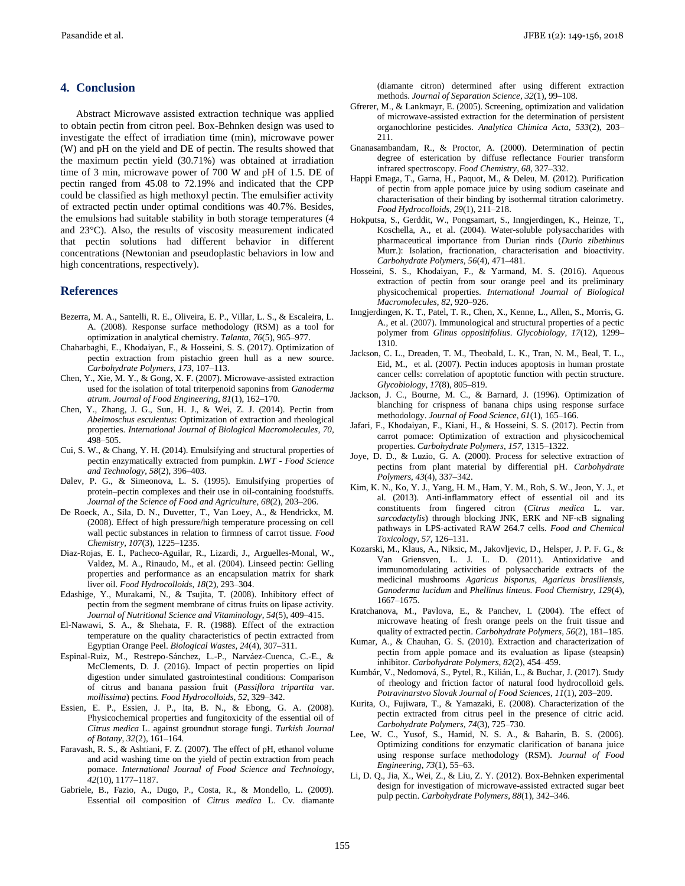## 4. Conclusion

Abstract Microwave assisted extraction technique was applied to obtain pectin from citron peel. Box-Behnken design was used to investigate the effect of irradiation time (min), microwave power (W) and pH on the yield and DE of pectin. The results showed that the maximum pectin yield (30.71%) was obtained at irradiation time of 3 min, microwave power of 700 W and pH of 1.5. DE of pectin ranged from 45.08 to 72.19% and indicated that the CPP could be classified as high methoxyl pectin. The emulsifier activity of extracted pectin under optimal conditions was 40.7%. Besides, the emulsions had suitable stability in both storage temperatures (4 and 23°C). Also, the results of viscosity measurement indicated that pectin solutions had different behavior in different concentrations (Newtonian and pseudoplastic behaviors in low and high concentrations, respectively).

## References

Bezerra, M. A., Santelli, R. E., Oliveira, E. P., Villar, L. S., & Escaleira, L. A. (2008). Response surface methodology (RSM) as a tool for optimization in analytical chemistry. *Talanta*, *76*(5), 965–977.

Chaharbaghi, E., Khodaiyan, F., & Hosseini, S. S. (2017). Optimization of pectin extraction from pistachio green hull as a new source. *Carbohydrate Polymers*, *173*, 107–113.

Chen, Y., Xie, M. Y., & Gong, X. F. (2007). Microwave-assisted extraction used for the isolation of total triterpenoid saponins from *Ganoderma atrum*. *Journal of Food Engineering*, *81*(1), 162–170.

Chen, Y., Zhang, J. G., Sun, H. J., & Wei, Z. J. (2014). Pectin from *Abelmoschus esculentus*: Optimization of extraction and rheological properties. *International Journal of Biological Macromolecules*, *70*, 498–505.

Cui, S. W., & Chang, Y. H. (2014). Emulsifying and structural properties of pectin enzymatically extracted from pumpkin. *LWT - Food Science and Technology*, *58*(2), 396–403.

Dalev, P. G., & Simeonova, L. S. (1995). Emulsifying properties of protein–pectin complexes and their use in oil-containing foodstuffs. *Journal of the Science of Food and Agriculture*, *68*(2), 203–206.

De Roeck, A., Sila, D. N., Duvetter, T., Van Loey, A., & Hendrickx, M. (2008). Effect of high pressure/high temperature processing on cell wall pectic substances in relation to firmness of carrot tissue. *Food Chemistry*, *107*(3), 1225–1235.

Diaz-Rojas, E. I., Pacheco-Aguilar, R., Lizardi, J., Arguelles-Monal, W., Valdez, M. A., Rinaudo, M., et al. (2004). Linseed pectin: Gelling properties and performance as an encapsulation matrix for shark liver oil. *Food Hydrocolloids*, *18*(2), 293–304.

Edashige, Y., Murakami, N., & Tsujita, T. (2008). Inhibitory effect of pectin from the segment membrane of citrus fruits on lipase activity. *Journal of Nutritional Science and Vitaminology*, *54*(5), 409–415.

El-Nawawi, S. A., & Shehata, F. R. (1988). Effect of the extraction temperature on the quality characteristics of pectin extracted from Egyptian Orange Peel. *Biological Wastes*, *24*(4), 307–311.

Espinal-Ruiz, M., Restrepo-Sánchez, L.-P., Narváez-Cuenca, C.-E., & McClements, D. J. (2016). Impact of pectin properties on lipid digestion under simulated gastrointestinal conditions: Comparison of citrus and banana passion fruit (*Passiflora tripartita* var. *mollissima*) pectins. *Food Hydrocolloids*, *52*, 329–342.

Essien, E. P., Essien, J. P., Ita, B. N., & Ebong, G. A. (2008). Physicochemical properties and fungitoxicity of the essential oil of *Citrus medica* L. against groundnut storage fungi. *Turkish Journal of Botany*, *32*(2), 161–164.

Faravash, R. S., & Ashtiani, F. Z. (2007). The effect of pH, ethanol volume and acid washing time on the yield of pectin extraction from peach pomace. *International Journal of Food Science and Technology*, *42*(10), 1177–1187.

Gabriele, B., Fazio, A., Dugo, P., Costa, R., & Mondello, L. (2009). Essential oil composition of *Citrus medica* L. Cv. diamante (diamante citron) determined after using different extraction methods. *Journal of Separation Science*, *32*(1), 99–108.

Gfrerer, M., & Lankmayr, E. (2005). Screening, optimization and validation of microwave-assisted extraction for the determination of persistent organochlorine pesticides. *Analytica Chimica Acta*, *533*(2), 203–211.

Gnanasambandam, R., & Proctor, A. (2000). Determination of pectin degree of esterication by diffuse reflectance Fourier transform infrared spectroscopy. *Food Chemistry*, *68*, 327–332.

Happi Emaga, T., Garna, H., Paquot, M., & Deleu, M. (2012). Purification of pectin from apple pomace juice by using sodium caseinate and characterisation of their binding by isothermal titration calorimetry. *Food Hydrocolloids*, *29*(1), 211–218.

Hokputsa, S., Gerddit, W., Pongsamart, S., Inngjerdingen, K., Heinze, T., Koschella, A., et al. (2004). Water-soluble polysaccharides with pharmaceutical importance from Durian rinds (*Durio zibethinus* Murr.): Isolation, fractionation, characterisation and bioactivity. *Carbohydrate Polymers*, *56*(4), 471–481.

Hosseini, S. S., Khodaiyan, F., & Yarmand, M. S. (2016). Aqueous extraction of pectin from sour orange peel and its preliminary physicochemical properties. *International Journal of Biological Macromolecules*, *82*, 920–926.

Inngjerdingen, K. T., Patel, T. R., Chen, X., Kenne, L., Allen, S., Morris, G. A., et al. (2007). Immunological and structural properties of a pectic polymer from *Glinus oppositifolius*. *Glycobiology*, *17*(12), 1299–1310.

Jackson, C. L., Dreaden, T. M., Theobald, L. K., Tran, N. M., Beal, T. L., Eid, M., et al. (2007). Pectin induces apoptosis in human prostate cancer cells: correlation of apoptotic function with pectin structure. *Glycobiology*, *17*(8), 805–819.

Jackson, J. C., Bourne, M. C., & Barnard, J. (1996). Optimization of blanching for crispness of banana chips using response surface methodology. *Journal of Food Science*, *61*(1), 165–166.

Jafari, F., Khodaiyan, F., Kiani, H., & Hosseini, S. S. (2017). Pectin from carrot pomace: Optimization of extraction and physicochemical properties. *Carbohydrate Polymers*, *157*, 1315–1322.

Joye, D. D., & Luzio, G. A. (2000). Process for selective extraction of pectins from plant material by differential pH. *Carbohydrate Polymers*, *43*(4), 337–342.

Kim, K. N., Ko, Y. J., Yang, H. M., Ham, Y. M., Roh, S. W., Jeon, Y. J., et al. (2013). Anti-inflammatory effect of essential oil and its constituents from fingered citron (*Citrus medica* L. var. *sarcodactylis*) through blocking JNK, ERK and NF-κB signaling pathways in LPS-activated RAW 264.7 cells. *Food and Chemical Toxicology*, *57*, 126–131.

Kozarski, M., Klaus, A., Niksic, M., Jakovljevic, D., Helsper, J. P. F. G., & Van Griensven, L. J. L. D. (2011). Antioxidative and immunomodulating activities of polysaccharide extracts of the medicinal mushrooms *Agaricus bisporus*, *Agaricus brasiliensis*, *Ganoderma lucidum* and *Phellinus linteus*. *Food Chemistry*, *129*(4), 1667–1675.

Kratchanova, M., Pavlova, E., & Panchev, I. (2004). The effect of microwave heating of fresh orange peels on the fruit tissue and quality of extracted pectin. *Carbohydrate Polymers*, *56*(2), 181–185.

Kumar, A., & Chauhan, G. S. (2010). Extraction and characterization of pectin from apple pomace and its evaluation as lipase (steapsin) inhibitor. *Carbohydrate Polymers*, *82*(2), 454–459.

Kumbár, V., Nedomová, S., Pytel, R., Kilián, L., & Buchar, J. (2017). Study of rheology and friction factor of natural food hydrocolloid gels. *Potravinarstvo Slovak Journal of Food Sciences*, *11*(1), 203–209.

Kurita, O., Fujiwara, T., & Yamazaki, E. (2008). Characterization of the pectin extracted from citrus peel in the presence of citric acid. *Carbohydrate Polymers*, *74*(3), 725–730.

Lee, W. C., Yusof, S., Hamid, N. S. A., & Baharin, B. S. (2006). Optimizing conditions for enzymatic clarification of banana juice using response surface methodology (RSM). *Journal of Food Engineering*, *73*(1), 55–63.

Li, D. Q., Jia, X., Wei, Z., & Liu, Z. Y. (2012). Box-Behnken experimental design for investigation of microwave-assisted extracted sugar beet pulp pectin. *Carbohydrate Polymers*, *88*(1), 342–346.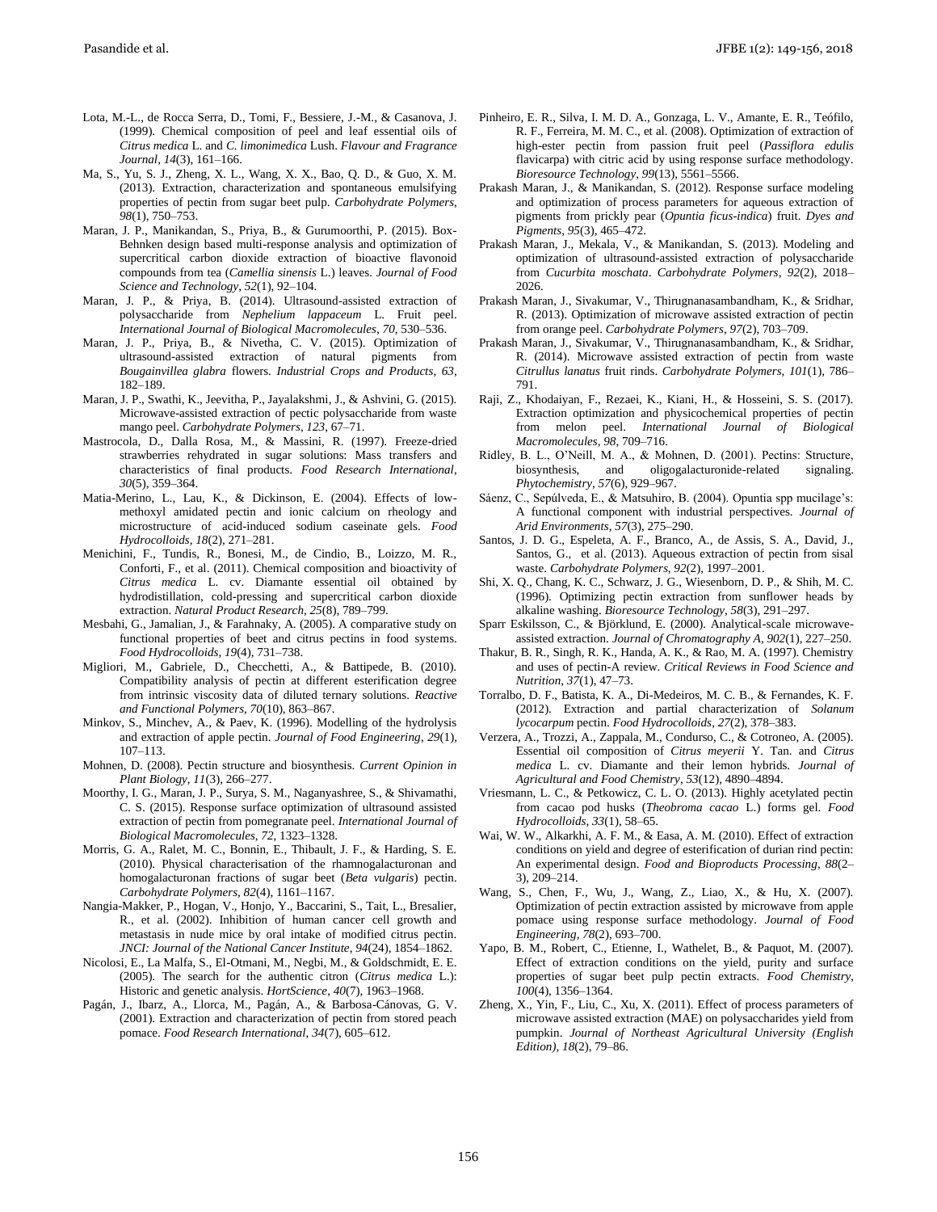Lota, M.-L., de Rocca Serra, D., Tomi, F., Bessiere, J.-M., & Casanova, J. (1999). Chemical composition of peel and leaf essential oils of *Citrus medica* L. and *C. limonimedica* Lush. *Flavour and Fragrance Journal*, *14*(3), 161–166.

Ma, S., Yu, S. J., Zheng, X. L., Wang, X. X., Bao, Q. D., & Guo, X. M. (2013). Extraction, characterization and spontaneous emulsifying properties of pectin from sugar beet pulp. *Carbohydrate Polymers*, *98*(1), 750–753.

Maran, J. P., Manikandan, S., Priya, B., & Gurumoorthi, P. (2015). Box-Behnken design based multi-response analysis and optimization of supercritical carbon dioxide extraction of bioactive flavonoid compounds from tea (*Camellia sinensis* L.) leaves. *Journal of Food Science and Technology*, *52*(1), 92–104.

Maran, J. P., & Priya, B. (2014). Ultrasound-assisted extraction of polysaccharide from *Nephelium lappaceum* L. Fruit peel. *International Journal of Biological Macromolecules*, *70*, 530–536.

Maran, J. P., Priya, B., & Nivetha, C. V. (2015). Optimization of ultrasound-assisted extraction of natural pigments from *Bougainvillea glabra* flowers. *Industrial Crops and Products*, *63*, 182–189.

Maran, J. P., Swathi, K., Jeevitha, P., Jayalakshmi, J., & Ashvini, G. (2015). Microwave-assisted extraction of pectic polysaccharide from waste mango peel. *Carbohydrate Polymers*, *123*, 67–71.

Mastrocola, D., Dalla Rosa, M., & Massini, R. (1997). Freeze-dried strawberries rehydrated in sugar solutions: Mass transfers and characteristics of final products. *Food Research International*, *30*(5), 359–364.

Matia-Merino, L., Lau, K., & Dickinson, E. (2004). Effects of low-methoxyl amidated pectin and ionic calcium on rheology and microstructure of acid-induced sodium caseinate gels. *Food Hydrocolloids*, *18*(2), 271–281.

Menichini, F., Tundis, R., Bonesi, M., de Cindio, B., Loizzo, M. R., Conforti, F., et al. (2011). Chemical composition and bioactivity of *Citrus medica* L. cv. Diamante essential oil obtained by hydrodistillation, cold-pressing and supercritical carbon dioxide extraction. *Natural Product Research*, *25*(8), 789–799.

Mesbahi, G., Jamalian, J., & Farahnaky, A. (2005). A comparative study on functional properties of beet and citrus pectins in food systems. *Food Hydrocolloids*, *19*(4), 731–738.

Migliori, M., Gabriele, D., Checchetti, A., & Battipede, B. (2010). Compatibility analysis of pectin at different esterification degree from intrinsic viscosity data of diluted ternary solutions. *Reactive and Functional Polymers*, *70*(10), 863–867.

Minkov, S., Minchev, A., & Paev, K. (1996). Modelling of the hydrolysis and extraction of apple pectin. *Journal of Food Engineering*, *29*(1), 107–113.

Mohnen, D. (2008). Pectin structure and biosynthesis. *Current Opinion in Plant Biology*, *11*(3), 266–277.

Moorthy, I. G., Maran, J. P., Surya, S. M., Naganyashree, S., & Shivamathi, C. S. (2015). Response surface optimization of ultrasound assisted extraction of pectin from pomegranate peel. *International Journal of Biological Macromolecules*, *72*, 1323–1328.

Morris, G. A., Ralet, M. C., Bonnin, E., Thibault, J. F., & Harding, S. E. (2010). Physical characterisation of the rhamnogalacturonan and homogalacturonan fractions of sugar beet (*Beta vulgaris*) pectin. *Carbohydrate Polymers*, *82*(4), 1161–1167.

Nangia-Makker, P., Hogan, V., Honjo, Y., Baccarini, S., Tait, L., Bresalier, R., et al. (2002). Inhibition of human cancer cell growth and metastasis in nude mice by oral intake of modified citrus pectin. *JNCI: Journal of the National Cancer Institute*, *94*(24), 1854–1862.

Nicolosi, E., La Malfa, S., El-Otmani, M., Negbi, M., & Goldschmidt, E. E. (2005). The search for the authentic citron (*Citrus medica* L.): Historic and genetic analysis. *HortScience*, *40*(7), 1963–1968.

Pagán, J., Ibarz, A., Llorca, M., Pagán, A., & Barbosa-Cánovas, G. V. (2001). Extraction and characterization of pectin from stored peach pomace. *Food Research International*, *34*(7), 605–612.

Pinheiro, E. R., Silva, I. M. D. A., Gonzaga, L. V., Amante, E. R., Teófilo, R. F., Ferreira, M. M. C., et al. (2008). Optimization of extraction of high-ester pectin from passion fruit peel (*Passiflora edulis* flavicarpa) with citric acid by using response surface methodology. *Bioresource Technology*, *99*(13), 5561–5566.

Prakash Maran, J., & Manikandan, S. (2012). Response surface modeling and optimization of process parameters for aqueous extraction of pigments from prickly pear (*Opuntia ficus-indica*) fruit. *Dyes and Pigments*, *95*(3), 465–472.

Prakash Maran, J., Mekala, V., & Manikandan, S. (2013). Modeling and optimization of ultrasound-assisted extraction of polysaccharide from *Cucurbita moschata*. *Carbohydrate Polymers*, *92*(2), 2018–2026.

Prakash Maran, J., Sivakumar, V., Thirugnanasambandham, K., & Sridhar, R. (2013). Optimization of microwave assisted extraction of pectin from orange peel. *Carbohydrate Polymers*, *97*(2), 703–709.

Prakash Maran, J., Sivakumar, V., Thirugnanasambandham, K., & Sridhar, R. (2014). Microwave assisted extraction of pectin from waste *Citrullus lanatus* fruit rinds. *Carbohydrate Polymers*, *101*(1), 786–791.

Raji, Z., Khodaiyan, F., Rezaei, K., Kiani, H., & Hosseini, S. S. (2017). Extraction optimization and physicochemical properties of pectin from melon peel. *International Journal of Biological Macromolecules*, *98*, 709–716.

Ridley, B. L., O'Neill, M. A., & Mohnen, D. (2001). Pectins: Structure, biosynthesis, and oligogalacturonide-related signaling. *Phytochemistry*, *57*(6), 929–967.

Sáenz, C., Sepúlveda, E., & Matsuhiro, B. (2004). Opuntia spp mucilage's: A functional component with industrial perspectives. *Journal of Arid Environments*, *57*(3), 275–290.

Santos, J. D. G., Espeleta, A. F., Branco, A., de Assis, S. A., David, J., Santos, G., et al. (2013). Aqueous extraction of pectin from sisal waste. *Carbohydrate Polymers*, *92*(2), 1997–2001.

Shi, X. Q., Chang, K. C., Schwarz, J. G., Wiesenborn, D. P., & Shih, M. C. (1996). Optimizing pectin extraction from sunflower heads by alkaline washing. *Bioresource Technology*, *58*(3), 291–297.

Sparr Eskilsson, C., & Björklund, E. (2000). Analytical-scale microwave-assisted extraction. *Journal of Chromatography A*, *902*(1), 227–250.

Thakur, B. R., Singh, R. K., Handa, A. K., & Rao, M. A. (1997). Chemistry and uses of pectin-A review. *Critical Reviews in Food Science and Nutrition*, *37*(1), 47–73.

Torralbo, D. F., Batista, K. A., Di-Medeiros, M. C. B., & Fernandes, K. F. (2012). Extraction and partial characterization of *Solanum lycocarpum* pectin. *Food Hydrocolloids*, *27*(2), 378–383.

Verzera, A., Trozzi, A., Zappala, M., Condurso, C., & Cotroneo, A. (2005). Essential oil composition of *Citrus meyerii* Y. Tan. and *Citrus medica* L. cv. Diamante and their lemon hybrids. *Journal of Agricultural and Food Chemistry*, *53*(12), 4890–4894.

Vriesmann, L. C., & Petkowicz, C. L. O. (2013). Highly acetylated pectin from cacao pod husks (*Theobroma cacao* L.) forms gel. *Food Hydrocolloids*, *33*(1), 58–65.

Wai, W. W., Alkarkhi, A. F. M., & Easa, A. M. (2010). Effect of extraction conditions on yield and degree of esterification of durian rind pectin: An experimental design. *Food and Bioproducts Processing*, *88*(2–3), 209–214.

Wang, S., Chen, F., Wu, J., Wang, Z., Liao, X., & Hu, X. (2007). Optimization of pectin extraction assisted by microwave from apple pomace using response surface methodology. *Journal of Food Engineering*, *78*(2), 693–700.

Yapo, B. M., Robert, C., Etienne, I., Wathelet, B., & Paquot, M. (2007). Effect of extraction conditions on the yield, purity and surface properties of sugar beet pulp pectin extracts. *Food Chemistry*, *100*(4), 1356–1364.

Zheng, X., Yin, F., Liu, C., Xu, X. (2011). Effect of process parameters of microwave assisted extraction (MAE) on polysaccharides yield from pumpkin. *Journal of Northeast Agricultural University (English Edition)*, *18*(2), 79–86.